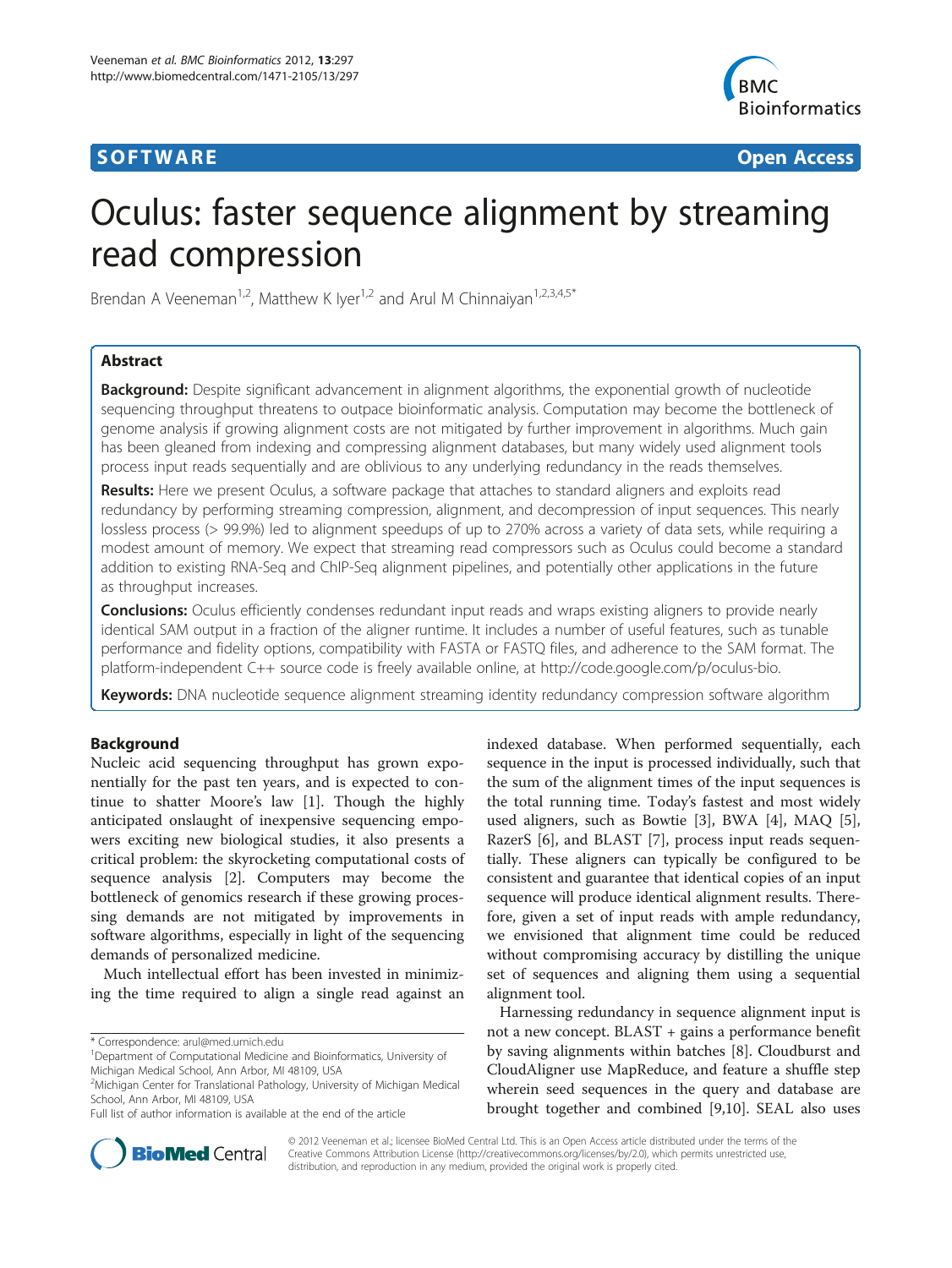SOFTWARE Open Access

# Oculus: faster sequence alignment by streaming read compression

Brendan A Veeneman[1,2], Matthew K Iyer[1,2] and Arul M Chinnaiyan[1,2,3,4,5*]

## Abstract

**Background:** Despite significant advancement in alignment algorithms, the exponential growth of nucleotide sequencing throughput threatens to outpace bioinformatic analysis. Computation may become the bottleneck of genome analysis if growing alignment costs are not mitigated by further improvement in algorithms. Much gain has been gleaned from indexing and compressing alignment databases, but many widely used alignment tools process input reads sequentially and are oblivious to any underlying redundancy in the reads themselves.

**Results:** Here we present Oculus, a software package that attaches to standard aligners and exploits read redundancy by performing streaming compression, alignment, and decompression of input sequences. This nearly lossless process (> 99.9%) led to alignment speedups of up to 270% across a variety of data sets, while requiring a modest amount of memory. We expect that streaming read compressors such as Oculus could become a standard addition to existing RNA-Seq and ChIP-Seq alignment pipelines, and potentially other applications in the future as throughput increases.

**Conclusions:** Oculus efficiently condenses redundant input reads and wraps existing aligners to provide nearly identical SAM output in a fraction of the aligner runtime. It includes a number of useful features, such as tunable performance and fidelity options, compatibility with FASTA or FASTQ files, and adherence to the SAM format. The platform-independent C++ source code is freely available online, at http://code.google.com/p/oculus-bio.

**Keywords:** DNA nucleotide sequence alignment streaming identity redundancy compression software algorithm

## Background

Nucleic acid sequencing throughput has grown exponentially for the past ten years, and is expected to continue to shatter Moore's law [1]. Though the highly anticipated onslaught of inexpensive sequencing empowers exciting new biological studies, it also presents a critical problem: the skyrocketing computational costs of sequence analysis [2]. Computers may become the bottleneck of genomics research if these growing processing demands are not mitigated by improvements in software algorithms, especially in light of the sequencing demands of personalized medicine.

Much intellectual effort has been invested in minimizing the time required to align a single read against an indexed database. When performed sequentially, each sequence in the input is processed individually, such that the sum of the alignment times of the input sequences is the total running time. Today's fastest and most widely used aligners, such as Bowtie [3], BWA [4], MAQ [5], RazerS [6], and BLAST [7], process input reads sequentially. These aligners can typically be configured to be consistent and guarantee that identical copies of an input sequence will produce identical alignment results. Therefore, given a set of input reads with ample redundancy, we envisioned that alignment time could be reduced without compromising accuracy by distilling the unique set of sequences and aligning them using a sequential alignment tool.

Harnessing redundancy in sequence alignment input is not a new concept. BLAST + gains a performance benefit by saving alignments within batches [8]. Cloudburst and CloudAligner use MapReduce, and feature a shuffle step wherein seed sequences in the query and database are brought together and combined [9,10]. SEAL also uses

\* Correspondence: arul@med.umich.edu
[1]Department of Computational Medicine and Bioinformatics, University of Michigan Medical School, Ann Arbor, MI 48109, USA
[2]Michigan Center for Translational Pathology, University of Michigan Medical School, Ann Arbor, MI 48109, USA
Full list of author information is available at the end of the article

© 2012 Veeneman et al.; licensee BioMed Central Ltd. This is an Open Access article distributed under the terms of the Creative Commons Attribution License (http://creativecommons.org/licenses/by/2.0), which permits unrestricted use, distribution, and reproduction in any medium, provided the original work is properly cited.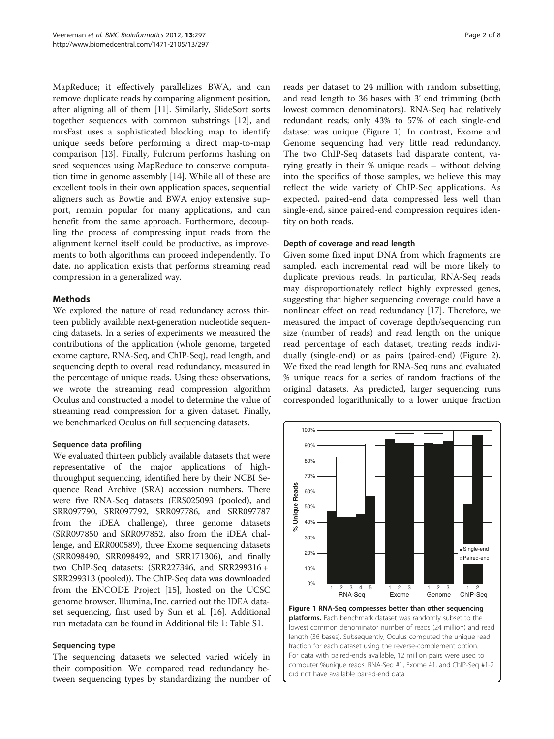MapReduce; it effectively parallelizes BWA, and can remove duplicate reads by comparing alignment position, after aligning all of them [11]. Similarly, SlideSort sorts together sequences with common substrings [12], and mrsFast uses a sophisticated blocking map to identify unique seeds before performing a direct map-to-map comparison [13]. Finally, Fulcrum performs hashing on seed sequences using MapReduce to conserve computation time in genome assembly [14]. While all of these are excellent tools in their own application spaces, sequential aligners such as Bowtie and BWA enjoy extensive support, remain popular for many applications, and can benefit from the same approach. Furthermore, decoupling the process of compressing input reads from the alignment kernel itself could be productive, as improvements to both algorithms can proceed independently. To date, no application exists that performs streaming read compression in a generalized way.

## Methods

We explored the nature of read redundancy across thirteen publicly available next-generation nucleotide sequencing datasets. In a series of experiments we measured the contributions of the application (whole genome, targeted exome capture, RNA-Seq, and ChIP-Seq), read length, and sequencing depth to overall read redundancy, measured in the percentage of unique reads. Using these observations, we wrote the streaming read compression algorithm Oculus and constructed a model to determine the value of streaming read compression for a given dataset. Finally, we benchmarked Oculus on full sequencing datasets.

### Sequence data profiling

We evaluated thirteen publicly available datasets that were representative of the major applications of high-throughput sequencing, identified here by their NCBI Sequence Read Archive (SRA) accession numbers. There were five RNA-Seq datasets (ERS025093 (pooled), and SRR097790, SRR097792, SRR097786, and SRR097787 from the iDEA challenge), three genome datasets (SRR097850 and SRR097852, also from the iDEA challenge, and ERR000589), three Exome sequencing datasets (SRR098490, SRR098492, and SRR171306), and finally two ChIP-Seq datasets: (SRR227346, and SRR299316 + SRR299313 (pooled)). The ChIP-Seq data was downloaded from the ENCODE Project [15], hosted on the UCSC genome browser. Illumina, Inc. carried out the IDEA dataset sequencing, first used by Sun et al. [16]. Additional run metadata can be found in Additional file 1: Table S1.

### Sequencing type

The sequencing datasets we selected varied widely in their composition. We compared read redundancy between sequencing types by standardizing the number of reads per dataset to 24 million with random subsetting, and read length to 36 bases with 3' end trimming (both lowest common denominators). RNA-Seq had relatively redundant reads; only 43% to 57% of each single-end dataset was unique (Figure 1). In contrast, Exome and Genome sequencing had very little read redundancy. The two ChIP-Seq datasets had disparate content, varying greatly in their % unique reads – without delving into the specifics of those samples, we believe this may reflect the wide variety of ChIP-Seq applications. As expected, paired-end data compressed less well than single-end, since paired-end compression requires identity on both reads.

### Depth of coverage and read length

Given some fixed input DNA from which fragments are sampled, each incremental read will be more likely to duplicate previous reads. In particular, RNA-Seq reads may disproportionately reflect highly expressed genes, suggesting that higher sequencing coverage could have a nonlinear effect on read redundancy [17]. Therefore, we measured the impact of coverage depth/sequencing run size (number of reads) and read length on the unique read percentage of each dataset, treating reads individually (single-end) or as pairs (paired-end) (Figure 2). We fixed the read length for RNA-Seq runs and evaluated % unique reads for a series of random fractions of the original datasets. As predicted, larger sequencing runs corresponded logarithmically to a lower unique fraction

**Figure 1 RNA-Seq compresses better than other sequencing platforms.** Each benchmark dataset was randomly subset to the lowest common denominator number of reads (24 million) and read length (36 bases). Subsequently, Oculus computed the unique read fraction for each dataset using the reverse-complement option. For data with paired-ends available, 12 million pairs were used to computer %unique reads. RNA-Seq #1, Exome #1, and ChIP-Seq #1-2 did not have available paired-end data.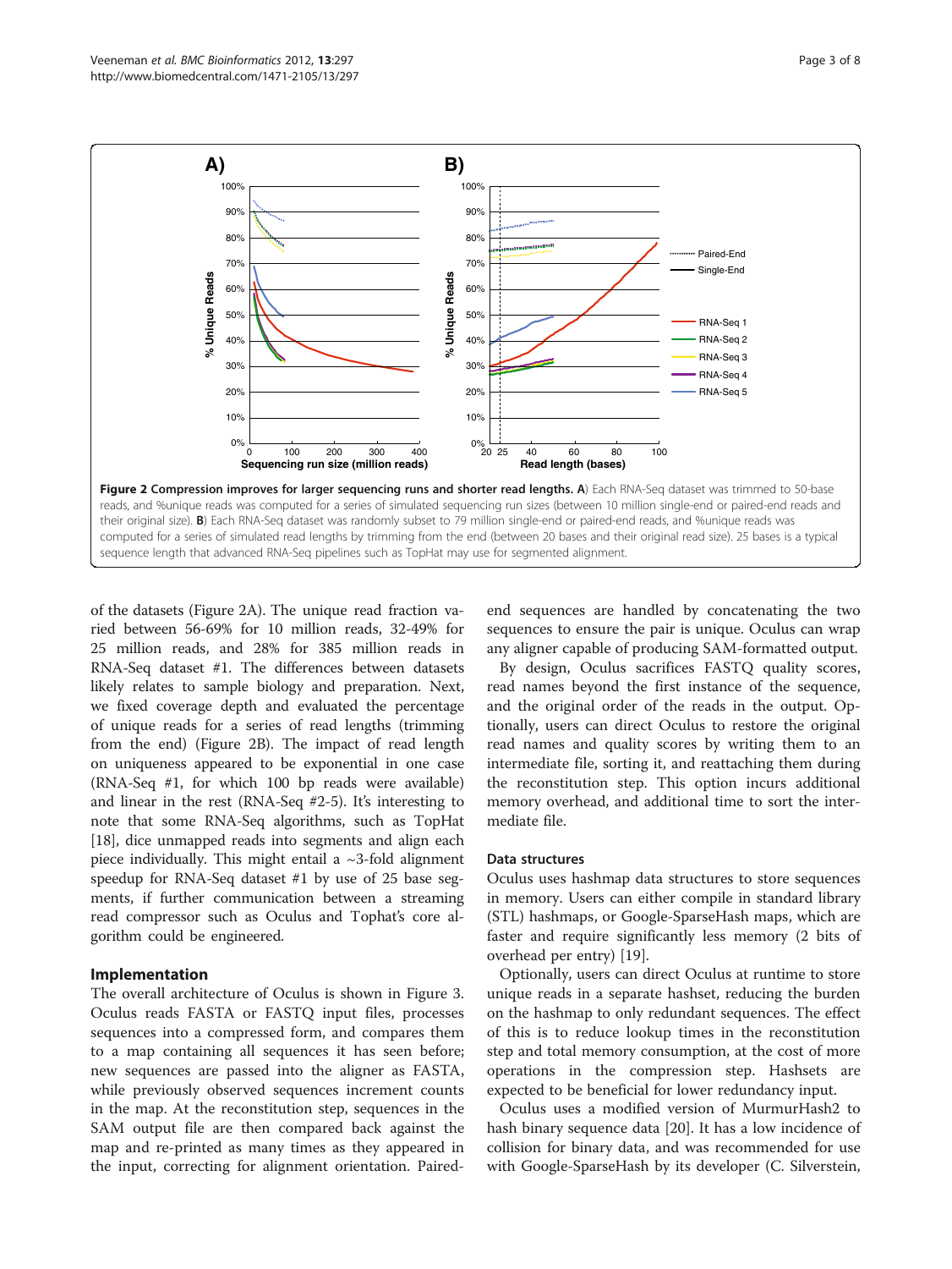**Figure 2 Compression improves for larger sequencing runs and shorter read lengths. A**) Each RNA-Seq dataset was trimmed to 50-base reads, and %unique reads was computed for a series of simulated sequencing run sizes (between 10 million single-end or paired-end reads and their original size). **B**) Each RNA-Seq dataset was randomly subset to 79 million single-end or paired-end reads, and %unique reads was computed for a series of simulated read lengths by trimming from the end (between 20 bases and their original read size). 25 bases is a typical sequence length that advanced RNA-Seq pipelines such as TopHat may use for segmented alignment.

of the datasets (Figure 2A). The unique read fraction varied between 56-69% for 10 million reads, 32-49% for 25 million reads, and 28% for 385 million reads in RNA-Seq dataset #1. The differences between datasets likely relates to sample biology and preparation. Next, we fixed coverage depth and evaluated the percentage of unique reads for a series of read lengths (trimming from the end) (Figure 2B). The impact of read length on uniqueness appeared to be exponential in one case (RNA-Seq #1, for which 100 bp reads were available) and linear in the rest (RNA-Seq #2-5). It's interesting to note that some RNA-Seq algorithms, such as TopHat [18], dice unmapped reads into segments and align each piece individually. This might entail a ~3-fold alignment speedup for RNA-Seq dataset #1 by use of 25 base segments, if further communication between a streaming read compressor such as Oculus and Tophat's core algorithm could be engineered.

## Implementation

The overall architecture of Oculus is shown in Figure 3. Oculus reads FASTA or FASTQ input files, processes sequences into a compressed form, and compares them to a map containing all sequences it has seen before; new sequences are passed into the aligner as FASTA, while previously observed sequences increment counts in the map. At the reconstitution step, sequences in the SAM output file are then compared back against the map and re-printed as many times as they appeared in the input, correcting for alignment orientation. Paired-end sequences are handled by concatenating the two sequences to ensure the pair is unique. Oculus can wrap any aligner capable of producing SAM-formatted output.

By design, Oculus sacrifices FASTQ quality scores, read names beyond the first instance of the sequence, and the original order of the reads in the output. Optionally, users can direct Oculus to restore the original read names and quality scores by writing them to an intermediate file, sorting it, and reattaching them during the reconstitution step. This option incurs additional memory overhead, and additional time to sort the intermediate file.

### Data structures

Oculus uses hashmap data structures to store sequences in memory. Users can either compile in standard library (STL) hashmaps, or Google-SparseHash maps, which are faster and require significantly less memory (2 bits of overhead per entry) [19].

Optionally, users can direct Oculus at runtime to store unique reads in a separate hashset, reducing the burden on the hashmap to only redundant sequences. The effect of this is to reduce lookup times in the reconstitution step and total memory consumption, at the cost of more operations in the compression step. Hashsets are expected to be beneficial for lower redundancy input.

Oculus uses a modified version of MurmurHash2 to hash binary sequence data [20]. It has a low incidence of collision for binary data, and was recommended for use with Google-SparseHash by its developer (C. Silverstein,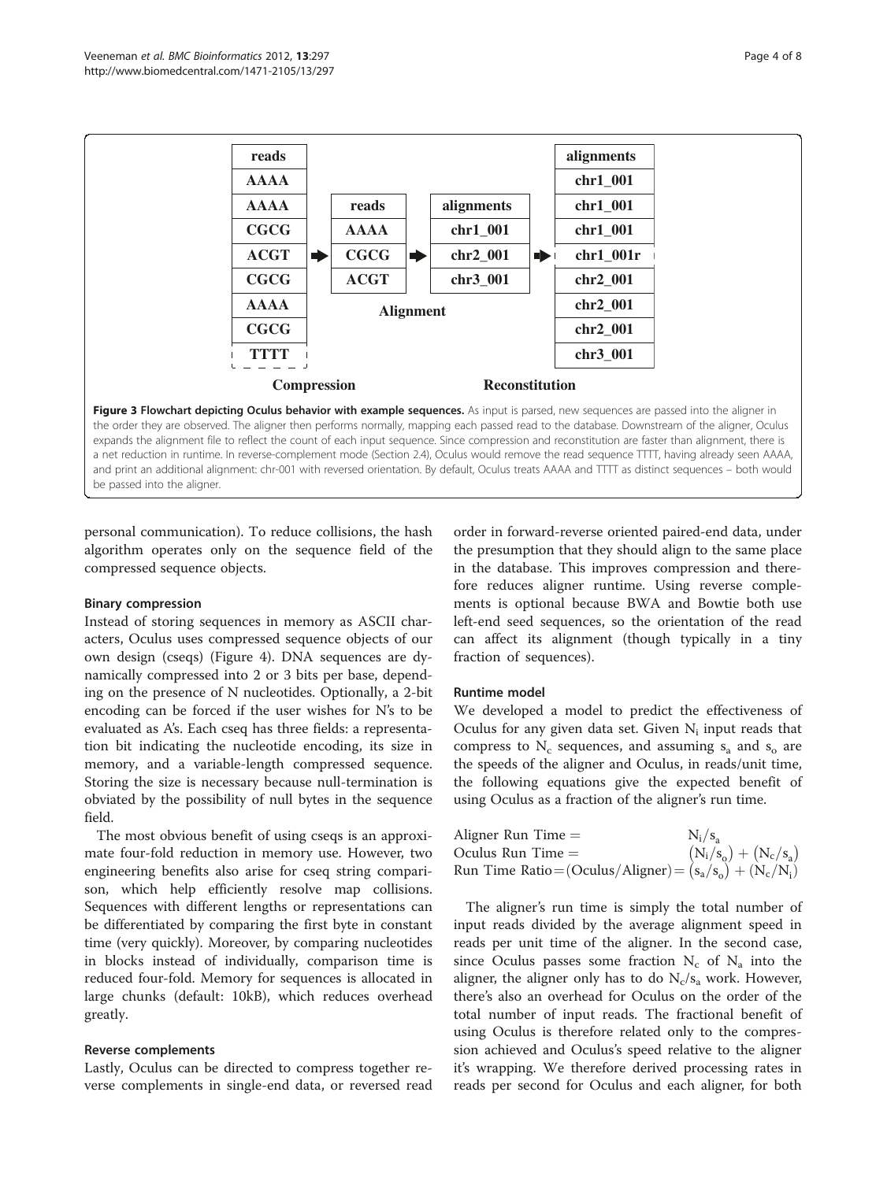| reads |  | reads |  | alignments |  | alignments |
| --- | --- | --- | --- | --- | --- | --- |
| AAAA |  |  |  |  |  | chr1_001 |
| AAAA |  | AAAA |  | chr1_001 |  | chr1_001 |
| CGCG |  | CGCG |  | chr2_001 |  | chr1_001 |
| ACGT | ➡ | ACGT | ➡ | chr3_001 | ➡ | chr1_001r |
| CGCG |  |  |  |  |  | chr2_001 |
| AAAA |  |  |  |  |  | chr2_001 |
| CGCG |  |  |  |  |  | chr2_001 |
| TTTT |  |  |  |  |  | chr3_001 |

Compression — Alignment — Reconstitution

**Figure 3 Flowchart depicting Oculus behavior with example sequences.** As input is parsed, new sequences are passed into the aligner in the order they are observed. The aligner then performs normally, mapping each passed read to the database. Downstream of the aligner, Oculus expands the alignment file to reflect the count of each input sequence. Since compression and reconstitution are faster than alignment, there is a net reduction in runtime. In reverse-complement mode (Section 2.4), Oculus would remove the read sequence TTTT, having already seen AAAA, and print an additional alignment: chr-001 with reversed orientation. By default, Oculus treats AAAA and TTTT as distinct sequences – both would be passed into the aligner.

personal communication). To reduce collisions, the hash algorithm operates only on the sequence field of the compressed sequence objects.

### Binary compression

Instead of storing sequences in memory as ASCII characters, Oculus uses compressed sequence objects of our own design (cseqs) (Figure 4). DNA sequences are dynamically compressed into 2 or 3 bits per base, depending on the presence of N nucleotides. Optionally, a 2-bit encoding can be forced if the user wishes for N's to be evaluated as A's. Each cseq has three fields: a representation bit indicating the nucleotide encoding, its size in memory, and a variable-length compressed sequence. Storing the size is necessary because null-termination is obviated by the possibility of null bytes in the sequence field.

The most obvious benefit of using cseqs is an approximate four-fold reduction in memory use. However, two engineering benefits also arise for cseq string comparison, which help efficiently resolve map collisions. Sequences with different lengths or representations can be differentiated by comparing the first byte in constant time (very quickly). Moreover, by comparing nucleotides in blocks instead of individually, comparison time is reduced four-fold. Memory for sequences is allocated in large chunks (default: 10kB), which reduces overhead greatly.

### Reverse complements

Lastly, Oculus can be directed to compress together reverse complements in single-end data, or reversed read order in forward-reverse oriented paired-end data, under the presumption that they should align to the same place in the database. This improves compression and therefore reduces aligner runtime. Using reverse complements is optional because BWA and Bowtie both use left-end seed sequences, so the orientation of the read can affect its alignment (though typically in a tiny fraction of sequences).

### Runtime model

We developed a model to predict the effectiveness of Oculus for any given data set. Given $N_i$ input reads that compress to $N_c$ sequences, and assuming $s_a$ and $s_o$ are the speeds of the aligner and Oculus, in reads/unit time, the following equations give the expected benefit of using Oculus as a fraction of the aligner's run time.

$$\text{Aligner Run Time} = N_i/s_a$$
$$\text{Oculus Run Time} = \left(N_i/s_o\right) + \left(N_c/s_a\right)$$
$$\text{Run Time Ratio} = (\text{Oculus/Aligner}) = \left(s_a/s_o\right) + \left(N_c/N_i\right)$$

The aligner's run time is simply the total number of input reads divided by the average alignment speed in reads per unit time of the aligner. In the second case, since Oculus passes some fraction $N_c$ of $N_a$ into the aligner, the aligner only has to do $N_c/s_a$ work. However, there's also an overhead for Oculus on the order of the total number of input reads. The fractional benefit of using Oculus is therefore related only to the compression achieved and Oculus's speed relative to the aligner it's wrapping. We therefore derived processing rates in reads per second for Oculus and each aligner, for both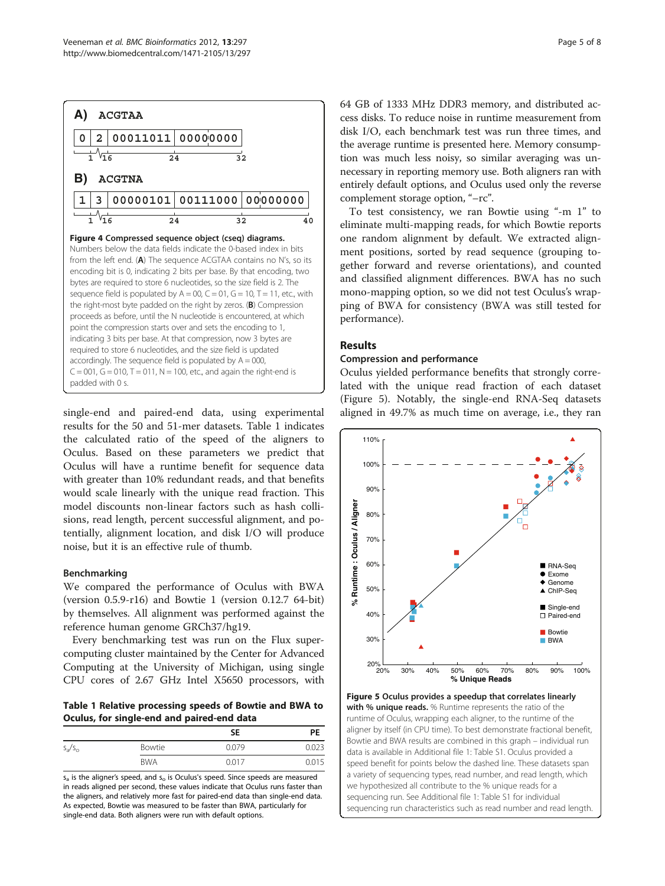**Figure 4 Compressed sequence object (cseq) diagrams.** Numbers below the data fields indicate the 0-based index in bits from the left end. (**A**) The sequence ACGTAA contains no N's, so its encoding bit is 0, indicating 2 bits per base. By that encoding, two bytes are required to store 6 nucleotides, so the size field is 2. The sequence field is populated by A = 00, C = 01, G = 10, T = 11, etc., with the right-most byte padded on the right by zeros. (**B**) Compression proceeds as before, until the N nucleotide is encountered, at which point the compression starts over and sets the encoding to 1, indicating 3 bits per base. At that compression, now 3 bytes are required to store 6 nucleotides, and the size field is updated accordingly. The sequence field is populated by A = 000, C = 001, G = 010, T = 011, N = 100, etc., and again the right-end is padded with 0 s.

single-end and paired-end data, using experimental results for the 50 and 51-mer datasets. Table 1 indicates the calculated ratio of the speed of the aligners to Oculus. Based on these parameters we predict that Oculus will have a runtime benefit for sequence data with greater than 10% redundant reads, and that benefits would scale linearly with the unique read fraction. This model discounts non-linear factors such as hash collisions, read length, percent successful alignment, and potentially, alignment location, and disk I/O will produce noise, but it is an effective rule of thumb.

### Benchmarking

We compared the performance of Oculus with BWA (version 0.5.9-r16) and Bowtie 1 (version 0.12.7 64-bit) by themselves. All alignment was performed against the reference human genome GRCh37/hg19.

Every benchmarking test was run on the Flux supercomputing cluster maintained by the Center for Advanced Computing at the University of Michigan, using single CPU cores of 2.67 GHz Intel X5650 processors, with 64 GB of 1333 MHz DDR3 memory, and distributed access disks. To reduce noise in runtime measurement from disk I/O, each benchmark test was run three times, and the average runtime is presented here. Memory consumption was much less noisy, so similar averaging was unnecessary in reporting memory use. Both aligners ran with entirely default options, and Oculus used only the reverse complement storage option, "–rc".

To test consistency, we ran Bowtie using "-m 1" to eliminate multi-mapping reads, for which Bowtie reports one random alignment by default. We extracted alignment positions, sorted by read sequence (grouping together forward and reverse orientations), and counted and classified alignment differences. BWA has no such mono-mapping option, so we did not test Oculus's wrapping of BWA for consistency (BWA was still tested for performance).

**Table 1 Relative processing speeds of Bowtie and BWA to Oculus, for single-end and paired-end data**

| | | SE | PE |
|---|---|---|---|
| $s_a/s_o$ | Bowtie | 0.079 | 0.023 |
| | BWA | 0.017 | 0.015 |

$s_a$ is the aligner's speed, and $s_o$ is Oculus's speed. Since speeds are measured in reads aligned per second, these values indicate that Oculus runs faster than the aligners, and relatively more fast for paired-end data than single-end data. As expected, Bowtie was measured to be faster than BWA, particularly for single-end data. Both aligners were run with default options.

## Results

### Compression and performance

Oculus yielded performance benefits that strongly correlated with the unique read fraction of each dataset (Figure 5). Notably, the single-end RNA-Seq datasets aligned in 49.7% as much time on average, i.e., they ran

**Figure 5 Oculus provides a speedup that correlates linearly with % unique reads.** % Runtime represents the ratio of the runtime of Oculus, wrapping each aligner, to the runtime of the aligner by itself (in CPU time). To best demonstrate fractional benefit, Bowtie and BWA results are combined in this graph – individual run data is available in Additional file 1: Table S1. Oculus provided a speed benefit for points below the dashed line. These datasets span a variety of sequencing types, read number, and read length, which we hypothesized all contribute to the % unique reads for a sequencing run. See Additional file 1: Table S1 for individual sequencing run characteristics such as read number and read length.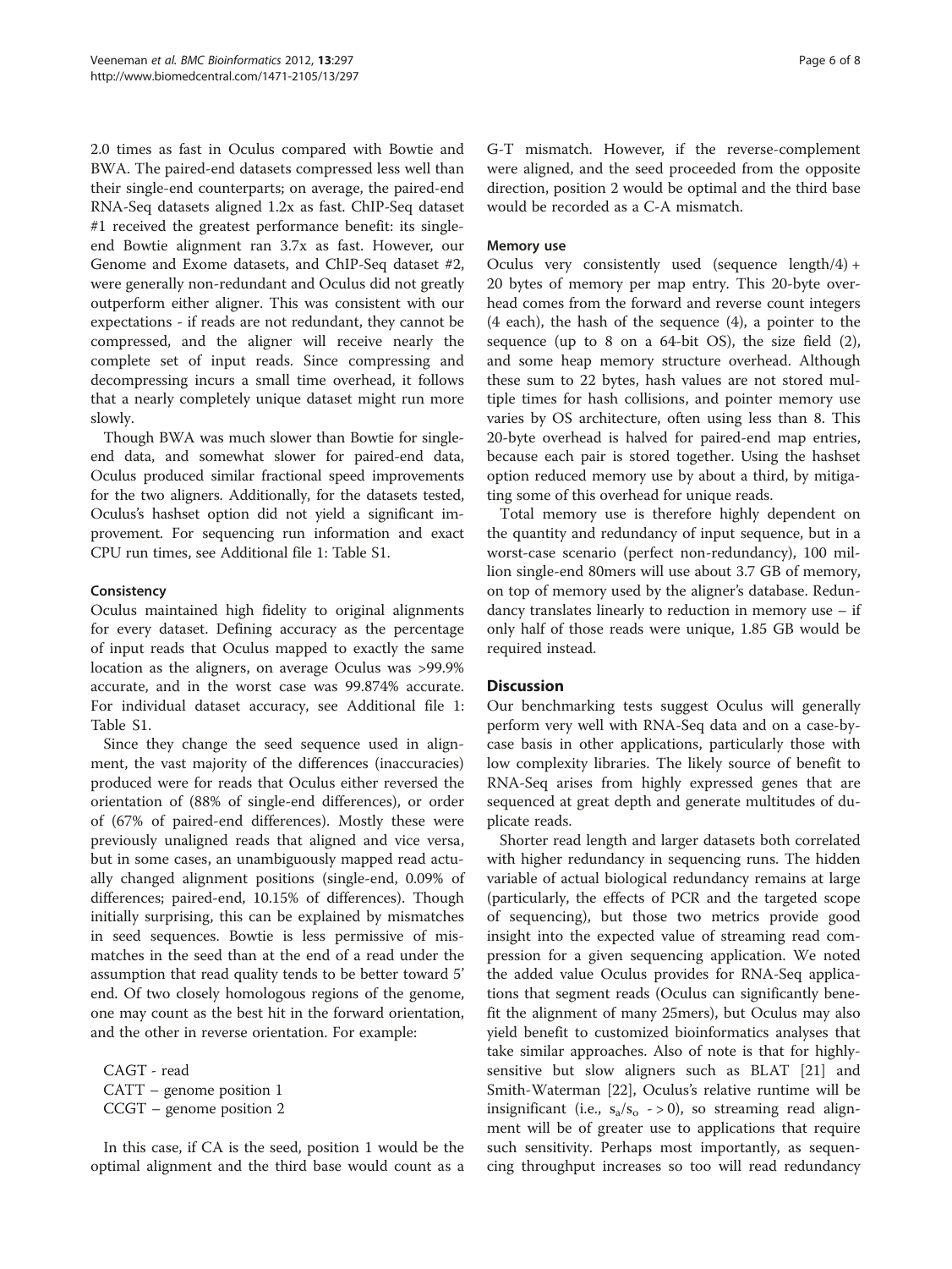2.0 times as fast in Oculus compared with Bowtie and BWA. The paired-end datasets compressed less well than their single-end counterparts; on average, the paired-end RNA-Seq datasets aligned 1.2x as fast. ChIP-Seq dataset #1 received the greatest performance benefit: its single-end Bowtie alignment ran 3.7x as fast. However, our Genome and Exome datasets, and ChIP-Seq dataset #2, were generally non-redundant and Oculus did not greatly outperform either aligner. This was consistent with our expectations - if reads are not redundant, they cannot be compressed, and the aligner will receive nearly the complete set of input reads. Since compressing and decompressing incurs a small time overhead, it follows that a nearly completely unique dataset might run more slowly.

Though BWA was much slower than Bowtie for single-end data, and somewhat slower for paired-end data, Oculus produced similar fractional speed improvements for the two aligners. Additionally, for the datasets tested, Oculus's hashset option did not yield a significant improvement. For sequencing run information and exact CPU run times, see Additional file 1: Table S1.

#### Consistency

Oculus maintained high fidelity to original alignments for every dataset. Defining accuracy as the percentage of input reads that Oculus mapped to exactly the same location as the aligners, on average Oculus was >99.9% accurate, and in the worst case was 99.874% accurate. For individual dataset accuracy, see Additional file 1: Table S1.

Since they change the seed sequence used in alignment, the vast majority of the differences (inaccuracies) produced were for reads that Oculus either reversed the orientation of (88% of single-end differences), or order of (67% of paired-end differences). Mostly these were previously unaligned reads that aligned and vice versa, but in some cases, an unambiguously mapped read actually changed alignment positions (single-end, 0.09% of differences; paired-end, 10.15% of differences). Though initially surprising, this can be explained by mismatches in seed sequences. Bowtie is less permissive of mismatches in the seed than at the end of a read under the assumption that read quality tends to be better toward 5' end. Of two closely homologous regions of the genome, one may count as the best hit in the forward orientation, and the other in reverse orientation. For example:

CAGT - read
CATT – genome position 1
CCGT – genome position 2

In this case, if CA is the seed, position 1 would be the optimal alignment and the third base would count as a G-T mismatch. However, if the reverse-complement were aligned, and the seed proceeded from the opposite direction, position 2 would be optimal and the third base would be recorded as a C-A mismatch.

#### Memory use

Oculus very consistently used (sequence length/4) + 20 bytes of memory per map entry. This 20-byte overhead comes from the forward and reverse count integers (4 each), the hash of the sequence (4), a pointer to the sequence (up to 8 on a 64-bit OS), the size field (2), and some heap memory structure overhead. Although these sum to 22 bytes, hash values are not stored multiple times for hash collisions, and pointer memory use varies by OS architecture, often using less than 8. This 20-byte overhead is halved for paired-end map entries, because each pair is stored together. Using the hashset option reduced memory use by about a third, by mitigating some of this overhead for unique reads.

Total memory use is therefore highly dependent on the quantity and redundancy of input sequence, but in a worst-case scenario (perfect non-redundancy), 100 million single-end 80mers will use about 3.7 GB of memory, on top of memory used by the aligner's database. Redundancy translates linearly to reduction in memory use – if only half of those reads were unique, 1.85 GB would be required instead.

## Discussion

Our benchmarking tests suggest Oculus will generally perform very well with RNA-Seq data and on a case-by-case basis in other applications, particularly those with low complexity libraries. The likely source of benefit to RNA-Seq arises from highly expressed genes that are sequenced at great depth and generate multitudes of duplicate reads.

Shorter read length and larger datasets both correlated with higher redundancy in sequencing runs. The hidden variable of actual biological redundancy remains at large (particularly, the effects of PCR and the targeted scope of sequencing), but those two metrics provide good insight into the expected value of streaming read compression for a given sequencing application. We noted the added value Oculus provides for RNA-Seq applications that segment reads (Oculus can significantly benefit the alignment of many 25mers), but Oculus may also yield benefit to customized bioinformatics analyses that take similar approaches. Also of note is that for highly-sensitive but slow aligners such as BLAT [21] and Smith-Waterman [22], Oculus's relative runtime will be insignificant (i.e., $s_a/s_o \to 0$), so streaming read alignment will be of greater use to applications that require such sensitivity. Perhaps most importantly, as sequencing throughput increases so too will read redundancy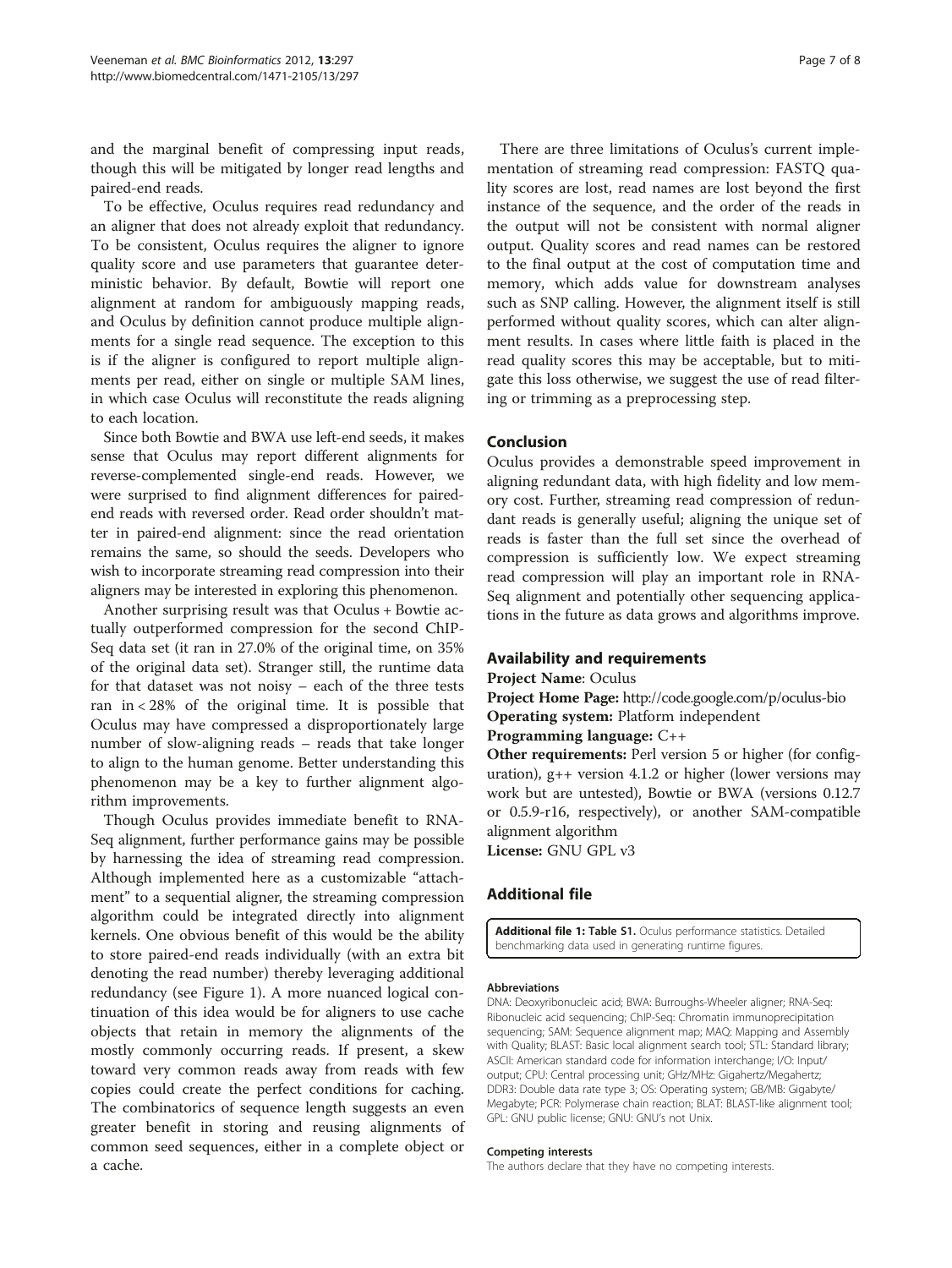and the marginal benefit of compressing input reads, though this will be mitigated by longer read lengths and paired-end reads.

To be effective, Oculus requires read redundancy and an aligner that does not already exploit that redundancy. To be consistent, Oculus requires the aligner to ignore quality score and use parameters that guarantee deterministic behavior. By default, Bowtie will report one alignment at random for ambiguously mapping reads, and Oculus by definition cannot produce multiple alignments for a single read sequence. The exception to this is if the aligner is configured to report multiple alignments per read, either on single or multiple SAM lines, in which case Oculus will reconstitute the reads aligning to each location.

Since both Bowtie and BWA use left-end seeds, it makes sense that Oculus may report different alignments for reverse-complemented single-end reads. However, we were surprised to find alignment differences for paired-end reads with reversed order. Read order shouldn't matter in paired-end alignment: since the read orientation remains the same, so should the seeds. Developers who wish to incorporate streaming read compression into their aligners may be interested in exploring this phenomenon.

Another surprising result was that Oculus + Bowtie actually outperformed compression for the second ChIP-Seq data set (it ran in 27.0% of the original time, on 35% of the original data set). Stranger still, the runtime data for that dataset was not noisy – each of the three tests ran in < 28% of the original time. It is possible that Oculus may have compressed a disproportionately large number of slow-aligning reads – reads that take longer to align to the human genome. Better understanding this phenomenon may be a key to further alignment algorithm improvements.

Though Oculus provides immediate benefit to RNA-Seq alignment, further performance gains may be possible by harnessing the idea of streaming read compression. Although implemented here as a customizable "attachment" to a sequential aligner, the streaming compression algorithm could be integrated directly into alignment kernels. One obvious benefit of this would be the ability to store paired-end reads individually (with an extra bit denoting the read number) thereby leveraging additional redundancy (see Figure 1). A more nuanced logical continuation of this idea would be for aligners to use cache objects that retain in memory the alignments of the mostly commonly occurring reads. If present, a skew toward very common reads away from reads with few copies could create the perfect conditions for caching. The combinatorics of sequence length suggests an even greater benefit in storing and reusing alignments of common seed sequences, either in a complete object or a cache.

There are three limitations of Oculus's current implementation of streaming read compression: FASTQ quality scores are lost, read names are lost beyond the first instance of the sequence, and the order of the reads in the output will not be consistent with normal aligner output. Quality scores and read names can be restored to the final output at the cost of computation time and memory, which adds value for downstream analyses such as SNP calling. However, the alignment itself is still performed without quality scores, which can alter alignment results. In cases where little faith is placed in the read quality scores this may be acceptable, but to mitigate this loss otherwise, we suggest the use of read filtering or trimming as a preprocessing step.

## Conclusion

Oculus provides a demonstrable speed improvement in aligning redundant data, with high fidelity and low memory cost. Further, streaming read compression of redundant reads is generally useful; aligning the unique set of reads is faster than the full set since the overhead of compression is sufficiently low. We expect streaming read compression will play an important role in RNA-Seq alignment and potentially other sequencing applications in the future as data grows and algorithms improve.

## Availability and requirements

**Project Name**: Oculus

**Project Home Page:** http://code.google.com/p/oculus-bio

**Operating system:** Platform independent

**Programming language:** C++

**Other requirements:** Perl version 5 or higher (for configuration), g++ version 4.1.2 or higher (lower versions may work but are untested), Bowtie or BWA (versions 0.12.7 or 0.5.9-r16, respectively), or another SAM-compatible alignment algorithm

**License:** GNU GPL v3

## Additional file

**Additional file 1: Table S1.** Oculus performance statistics. Detailed benchmarking data used in generating runtime figures.

#### Abbreviations

DNA: Deoxyribonucleic acid; BWA: Burroughs-Wheeler aligner; RNA-Seq: Ribonucleic acid sequencing; ChIP-Seq: Chromatin immunoprecipitation sequencing; SAM: Sequence alignment map; MAQ: Mapping and Assembly with Quality; BLAST: Basic local alignment search tool; STL: Standard library; ASCII: American standard code for information interchange; I/O: Input/output; CPU: Central processing unit; GHz/MHz: Gigahertz/Megahertz; DDR3: Double data rate type 3; OS: Operating system; GB/MB: Gigabyte/Megabyte; PCR: Polymerase chain reaction; BLAT: BLAST-like alignment tool; GPL: GNU public license; GNU: GNU's not Unix.

#### Competing interests

The authors declare that they have no competing interests.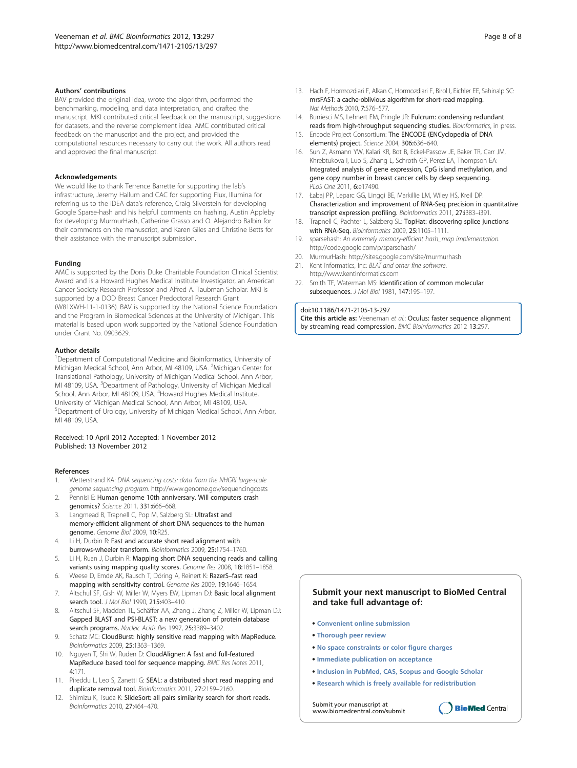### Authors' contributions

BAV provided the original idea, wrote the algorithm, performed the benchmarking, modeling, and data interpretation, and drafted the manuscript. MKI contributed critical feedback on the manuscript, suggestions for datasets, and the reverse complement idea. AMC contributed critical feedback on the manuscript and the project, and provided the computational resources necessary to carry out the work. All authors read and approved the final manuscript.

### Acknowledgements

We would like to thank Terrence Barrette for supporting the lab's infrastructure, Jeremy Hallum and CAC for supporting Flux, Illumina for referring us to the iDEA data's reference, Craig Silverstein for developing Google Sparse-hash and his helpful comments on hashing, Austin Appleby for developing MurmurHash, Catherine Grasso and O. Alejandro Balbin for their comments on the manuscript, and Karen Giles and Christine Betts for their assistance with the manuscript submission.

### Funding

AMC is supported by the Doris Duke Charitable Foundation Clinical Scientist Award and is a Howard Hughes Medical Institute Investigator, an American Cancer Society Research Professor and Alfred A. Taubman Scholar. MKI is supported by a DOD Breast Cancer Predoctoral Research Grant (W81XWH-11-1-0136). BAV is supported by the National Science Foundation and the Program in Biomedical Sciences at the University of Michigan. This material is based upon work supported by the National Science Foundation under Grant No. 0903629.

### Author details

[1]Department of Computational Medicine and Bioinformatics, University of Michigan Medical School, Ann Arbor, MI 48109, USA. [2]Michigan Center for Translational Pathology, University of Michigan Medical School, Ann Arbor, MI 48109, USA. [3]Department of Pathology, University of Michigan Medical School, Ann Arbor, MI 48109, USA. [4]Howard Hughes Medical Institute, University of Michigan Medical School, Ann Arbor, MI 48109, USA. [5]Department of Urology, University of Michigan Medical School, Ann Arbor, MI 48109, USA.

Received: 10 April 2012 Accepted: 1 November 2012
Published: 13 November 2012

### References

1. Wetterstrand KA: *DNA sequencing costs: data from the NHGRI large-scale genome sequencing program.* http://www.genome.gov/sequencingcosts
2. Pennisi E: **Human genome 10th anniversary. Will computers crash genomics?** *Science* 2011, **331:**666–668.
3. Langmead B, Trapnell C, Pop M, Salzberg SL: **Ultrafast and memory-efficient alignment of short DNA sequences to the human genome.** *Genome Biol* 2009, **10:**R25.
4. Li H, Durbin R: **Fast and accurate short read alignment with burrows-wheeler transform.** *Bioinformatics* 2009, **25:**1754–1760.
5. Li H, Ruan J, Durbin R: **Mapping short DNA sequencing reads and calling variants using mapping quality scores.** *Genome Res* 2008, **18:**1851–1858.
6. Weese D, Emde AK, Rausch T, Döring A, Reinert K: **RazerS–fast read mapping with sensitivity control.** *Genome Res* 2009, **19:**1646–1654.
7. Altschul SF, Gish W, Miller W, Myers EW, Lipman DJ: **Basic local alignment search tool.** *J Mol Biol* 1990, **215:**403–410.
8. Altschul SF, Madden TL, Schäffer AA, Zhang J, Zhang Z, Miller W, Lipman DJ: **Gapped BLAST and PSI-BLAST: a new generation of protein database search programs.** *Nucleic Acids Res* 1997, **25:**3389–3402.
9. Schatz MC: **CloudBurst: highly sensitive read mapping with MapReduce.** *Bioinformatics* 2009, **25:**1363–1369.
10. Nguyen T, Shi W, Ruden D: **CloudAligner: A fast and full-featured MapReduce based tool for sequence mapping.** *BMC Res Notes* 2011, **4:**171.
11. Pireddu L, Leo S, Zanetti G: **SEAL: a distributed short read mapping and duplicate removal tool.** *Bioinformatics* 2011, **27:**2159–2160.
12. Shimizu K, Tsuda K: **SlideSort: all pairs similarity search for short reads.** *Bioinformatics* 2010, **27:**464–470.
13. Hach F, Hormozdiari F, Alkan C, Hormozdiari F, Birol I, Eichler EE, Sahinalp SC: **mrsFAST: a cache-oblivious algorithm for short-read mapping.** *Nat Methods* 2010, **7:**576–577.
14. Burriesci MS, Lehnert EM, Pringle JR: **Fulcrum: condensing redundant reads from high-throughput sequencing studies.** *Bioinformatics*, in press.
15. Encode Project Consortium: **The ENCODE (ENCyclopedia of DNA elements) project.** *Science* 2004, **306:**636–640.
16. Sun Z, Asmann YW, Kalari KR, Bot B, Eckel-Passow JE, Baker TR, Carr JM, Khrebtukova I, Luo S, Zhang L, Schroth GP, Perez EA, Thompson EA: **Integrated analysis of gene expression, CpG island methylation, and gene copy number in breast cancer cells by deep sequencing.** *PLoS One* 2011, **6:**e17490.
17. Łabaj PP, Leparc GG, Linggi BE, Markillie LM, Wiley HS, Kreil DP: **Characterization and improvement of RNA-Seq precision in quantitative transcript expression profiling.** *Bioinformatics* 2011, **27:**i383–i391.
18. Trapnell C, Pachter L, Salzberg SL: **TopHat: discovering splice junctions with RNA-Seq.** *Bioinformatics* 2009, **25:**1105–1111.
19. sparsehash: *An extremely memory-efficient hash_map implementation.* http://code.google.com/p/sparsehash/
20. MurmurHash: http://sites.google.com/site/murmurhash.
21. Kent Informatics, Inc: *BLAT and other fine software.* http://www.kentinformatics.com
22. Smith TF, Waterman MS: **Identification of common molecular subsequences.** *J Mol Biol* 1981, **147:**195–197.

doi:10.1186/1471-2105-13-297
**Cite this article as:** Veeneman *et al.*: Oculus: faster sequence alignment by streaming read compression. *BMC Bioinformatics* 2012 **13**:297.